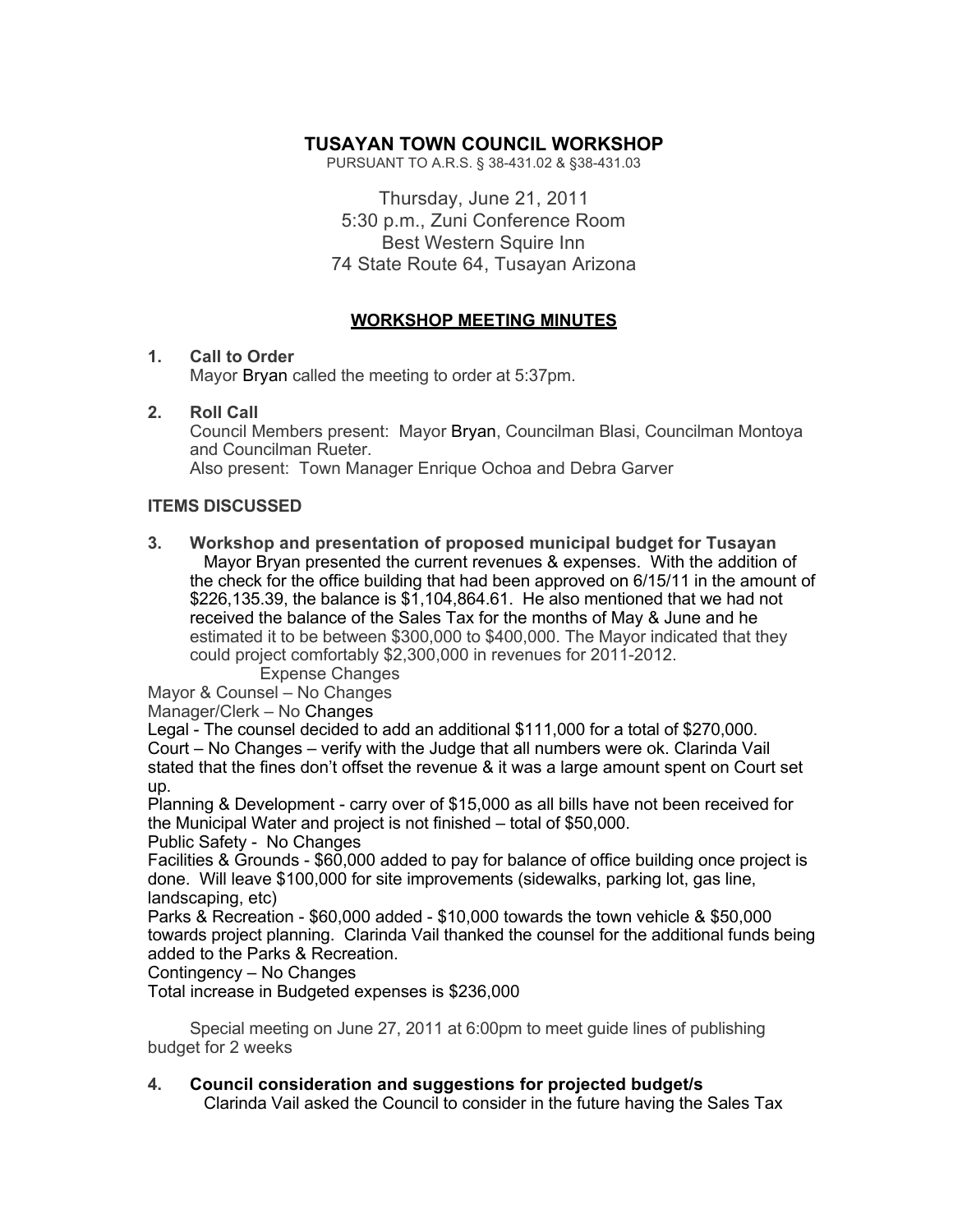# TUSAYAN TOWN COUNCIL WORKSHOP

PURSUANT TO A.R.S. § 38-431.02 & §38-431.03

Thursday, June 21, 2011
5:30 p.m., Zuni Conference Room
Best Western Squire Inn
74 State Route 64, Tusayan Arizona

## WORKSHOP MEETING MINUTES

1. **Call to Order**
   Mayor Bryan called the meeting to order at 5:37pm.

2. **Roll Call**
   Council Members present: Mayor Bryan, Councilman Blasi, Councilman Montoya and Councilman Rueter.
   Also present: Town Manager Enrique Ochoa and Debra Garver

**ITEMS DISCUSSED**

3. **Workshop and presentation of proposed municipal budget for Tusayan**
   Mayor Bryan presented the current revenues & expenses. With the addition of the check for the office building that had been approved on 6/15/11 in the amount of $226,135.39, the balance is $1,104,864.61. He also mentioned that we had not received the balance of the Sales Tax for the months of May & June and he estimated it to be between $300,000 to $400,000. The Mayor indicated that they could project comfortably $2,300,000 in revenues for 2011-2012.
   Expense Changes

Mayor & Counsel – No Changes

Manager/Clerk – No Changes

Legal - The counsel decided to add an additional $111,000 for a total of $270,000.

Court – No Changes – verify with the Judge that all numbers were ok. Clarinda Vail stated that the fines don't offset the revenue & it was a large amount spent on Court set up.

Planning & Development - carry over of $15,000 as all bills have not been received for the Municipal Water and project is not finished – total of $50,000.

Public Safety - No Changes

Facilities & Grounds - $60,000 added to pay for balance of office building once project is done. Will leave $100,000 for site improvements (sidewalks, parking lot, gas line, landscaping, etc)

Parks & Recreation - $60,000 added - $10,000 towards the town vehicle & $50,000 towards project planning. Clarinda Vail thanked the counsel for the additional funds being added to the Parks & Recreation.

Contingency – No Changes

Total increase in Budgeted expenses is $236,000

Special meeting on June 27, 2011 at 6:00pm to meet guide lines of publishing budget for 2 weeks

4. **Council consideration and suggestions for projected budget/s**
   Clarinda Vail asked the Council to consider in the future having the Sales Tax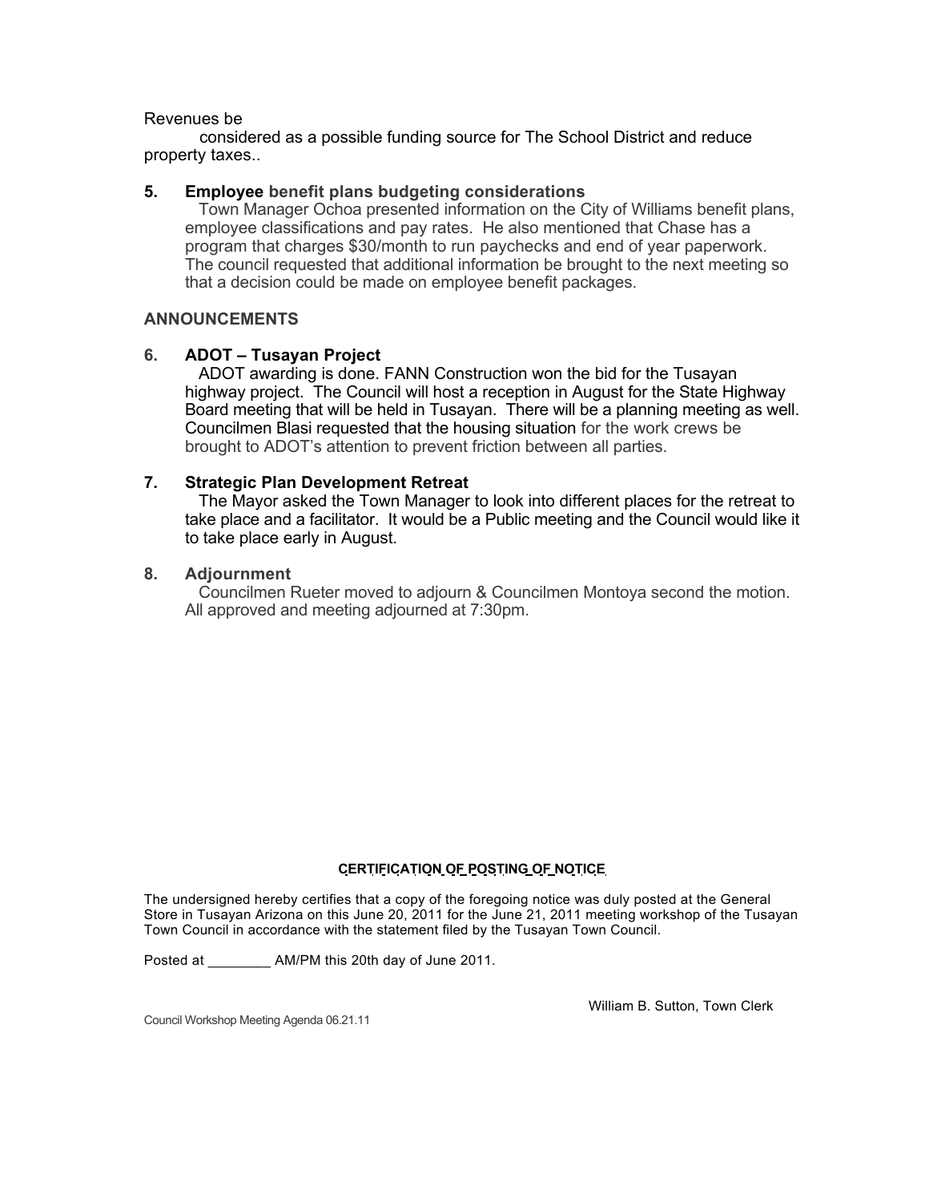Revenues be
considered as a possible funding source for The School District and reduce property taxes..

**5. Employee benefit plans budgeting considerations**

Town Manager Ochoa presented information on the City of Williams benefit plans, employee classifications and pay rates. He also mentioned that Chase has a program that charges $30/month to run paychecks and end of year paperwork. The council requested that additional information be brought to the next meeting so that a decision could be made on employee benefit packages.

## ANNOUNCEMENTS

**6. ADOT – Tusayan Project**

ADOT awarding is done. FANN Construction won the bid for the Tusayan highway project. The Council will host a reception in August for the State Highway Board meeting that will be held in Tusayan. There will be a planning meeting as well. Councilmen Blasi requested that the housing situation for the work crews be brought to ADOT's attention to prevent friction between all parties.

**7. Strategic Plan Development Retreat**

The Mayor asked the Town Manager to look into different places for the retreat to take place and a facilitator. It would be a Public meeting and the Council would like it to take place early in August.

**8. Adjournment**

Councilmen Rueter moved to adjourn & Councilmen Montoya second the motion. All approved and meeting adjourned at 7:30pm.

**CERTIFICATION OF POSTING OF NOTICE**

The undersigned hereby certifies that a copy of the foregoing notice was duly posted at the General Store in Tusayan Arizona on this June 20, 2011 for the June 21, 2011 meeting workshop of the Tusayan Town Council in accordance with the statement filed by the Tusayan Town Council.

Posted at ________ AM/PM this 20th day of June 2011.

William B. Sutton, Town Clerk

Council Workshop Meeting Agenda 06.21.11